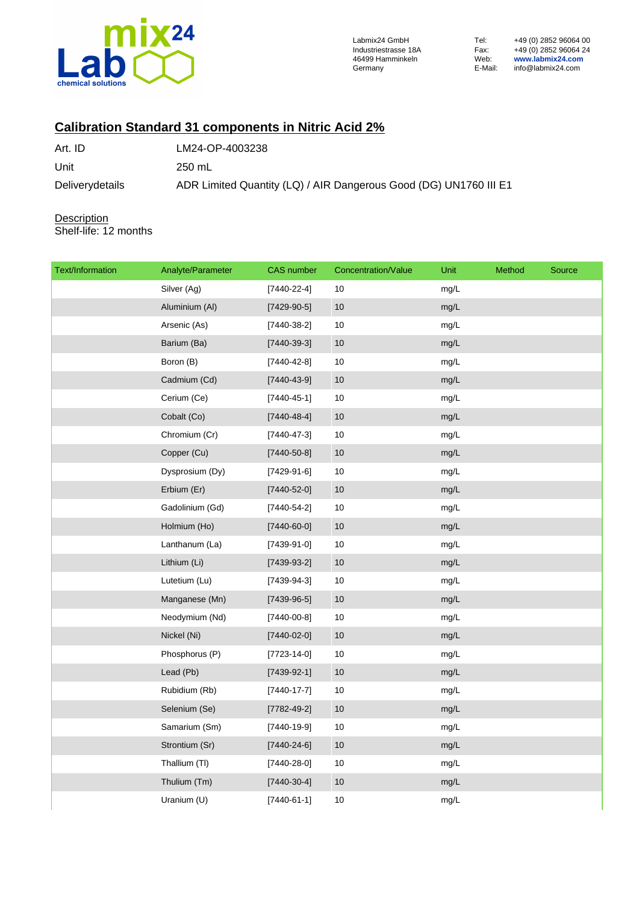Labmix24 GmbH
Industriestrasse 18A
46499 Hamminkeln
Germany

Tel: +49 (0) 2852 96064 00
Fax: +49 (0) 2852 96064 24
Web: www.labmix24.com
E-Mail: info@labmix24.com

# Calibration Standard 31 components in Nitric Acid 2%

| | |
|---|---|
| Art. ID | LM24-OP-4003238 |
| Unit | 250 mL |
| Deliverydetails | ADR Limited Quantity (LQ) / AIR Dangerous Good (DG) UN1760 III E1 |

Description
Shelf-life: 12 months

| Text/Information | Analyte/Parameter | CAS number | Concentration/Value | Unit | Method | Source |
|---|---|---|---|---|---|---|
| | Silver (Ag) | [7440-22-4] | 10 | mg/L | | |
| | Aluminium (Al) | [7429-90-5] | 10 | mg/L | | |
| | Arsenic (As) | [7440-38-2] | 10 | mg/L | | |
| | Barium (Ba) | [7440-39-3] | 10 | mg/L | | |
| | Boron (B) | [7440-42-8] | 10 | mg/L | | |
| | Cadmium (Cd) | [7440-43-9] | 10 | mg/L | | |
| | Cerium (Ce) | [7440-45-1] | 10 | mg/L | | |
| | Cobalt (Co) | [7440-48-4] | 10 | mg/L | | |
| | Chromium (Cr) | [7440-47-3] | 10 | mg/L | | |
| | Copper (Cu) | [7440-50-8] | 10 | mg/L | | |
| | Dysprosium (Dy) | [7429-91-6] | 10 | mg/L | | |
| | Erbium (Er) | [7440-52-0] | 10 | mg/L | | |
| | Gadolinium (Gd) | [7440-54-2] | 10 | mg/L | | |
| | Holmium (Ho) | [7440-60-0] | 10 | mg/L | | |
| | Lanthanum (La) | [7439-91-0] | 10 | mg/L | | |
| | Lithium (Li) | [7439-93-2] | 10 | mg/L | | |
| | Lutetium (Lu) | [7439-94-3] | 10 | mg/L | | |
| | Manganese (Mn) | [7439-96-5] | 10 | mg/L | | |
| | Neodymium (Nd) | [7440-00-8] | 10 | mg/L | | |
| | Nickel (Ni) | [7440-02-0] | 10 | mg/L | | |
| | Phosphorus (P) | [7723-14-0] | 10 | mg/L | | |
| | Lead (Pb) | [7439-92-1] | 10 | mg/L | | |
| | Rubidium (Rb) | [7440-17-7] | 10 | mg/L | | |
| | Selenium (Se) | [7782-49-2] | 10 | mg/L | | |
| | Samarium (Sm) | [7440-19-9] | 10 | mg/L | | |
| | Strontium (Sr) | [7440-24-6] | 10 | mg/L | | |
| | Thallium (Tl) | [7440-28-0] | 10 | mg/L | | |
| | Thulium (Tm) | [7440-30-4] | 10 | mg/L | | |
| | Uranium (U) | [7440-61-1] | 10 | mg/L | | |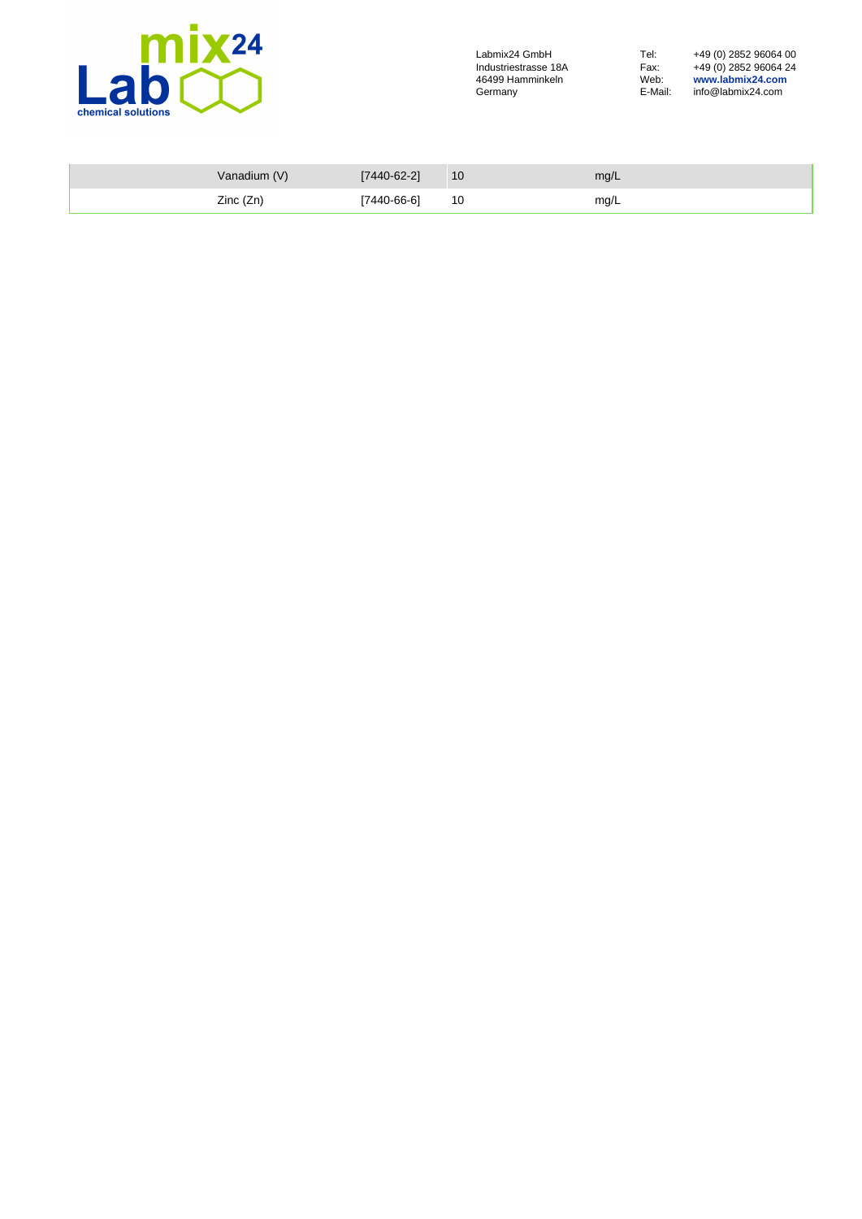| | | | |
|---|---|---|---|
| Vanadium (V) | [7440-62-2] | 10 | mg/L |
| Zinc (Zn) | [7440-66-6] | 10 | mg/L |